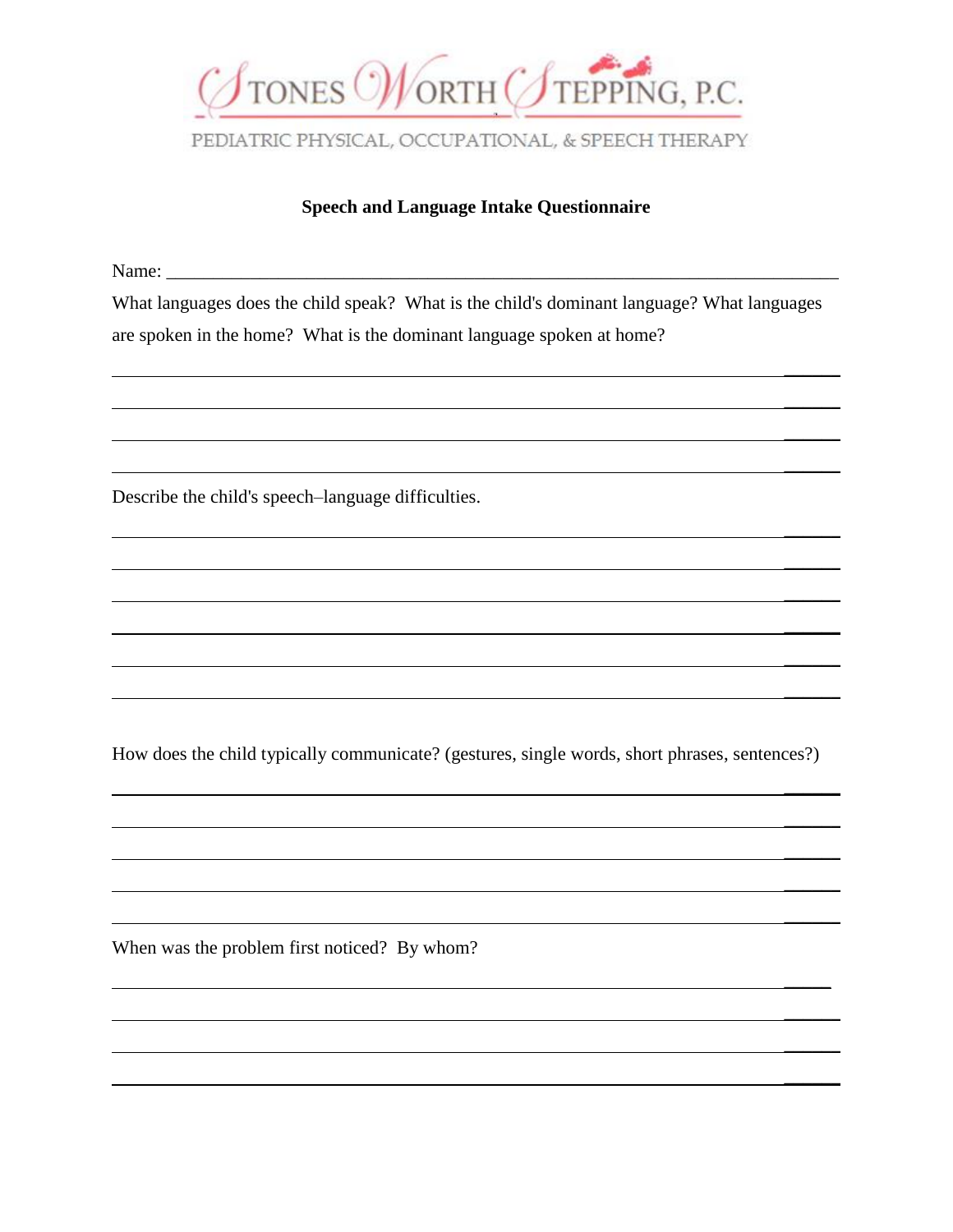STONES WORTH STEPPING, P.C.

PEDIATRIC PHYSICAL, OCCUPATIONAL, & SPEECH THERAPY

**Speech and Language Intake Questionnaire**

Name: ___________________________________________________________________________

What languages does the child speak? What is the child's dominant language? What languages are spoken in the home? What is the dominant language spoken at home?

______________________________________________________________________________

______________________________________________________________________________

______________________________________________________________________________

______________________________________________________________________________

Describe the child's speech–language difficulties.

______________________________________________________________________________

______________________________________________________________________________

______________________________________________________________________________

______________________________________________________________________________

______________________________________________________________________________

______________________________________________________________________________

How does the child typically communicate? (gestures, single words, short phrases, sentences?)

______________________________________________________________________________

______________________________________________________________________________

______________________________________________________________________________

______________________________________________________________________________

______________________________________________________________________________

When was the problem first noticed? By whom?

______________________________________________________________________________

______________________________________________________________________________

______________________________________________________________________________

______________________________________________________________________________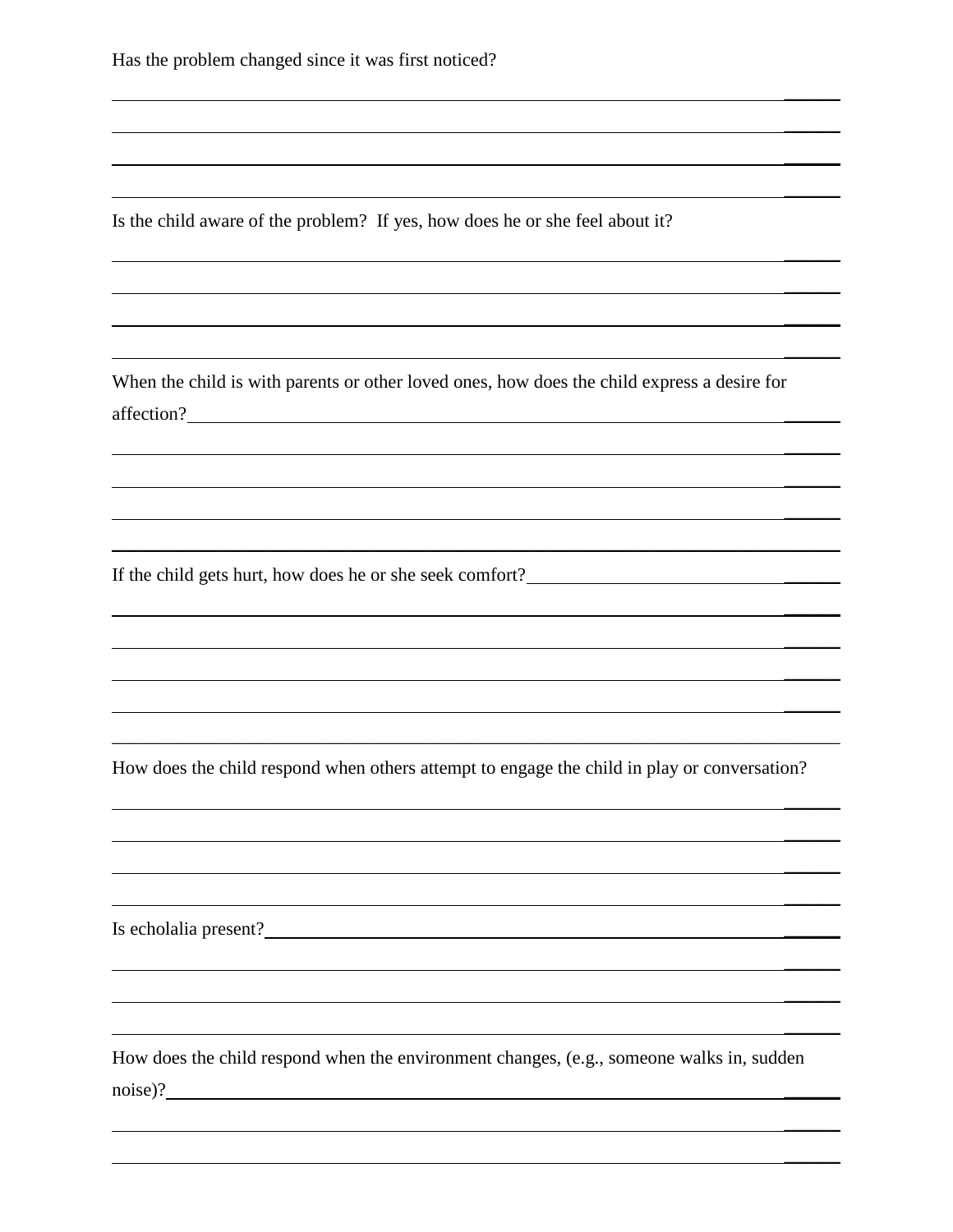Has the problem changed since it was first noticed?

Is the child aware of the problem? If yes, how does he or she feel about it?

When the child is with parents or other loved ones, how does the child express a desire for affection?

If the child gets hurt, how does he or she seek comfort?

How does the child respond when others attempt to engage the child in play or conversation?

Is echolalia present?

How does the child respond when the environment changes, (e.g., someone walks in, sudden noise)?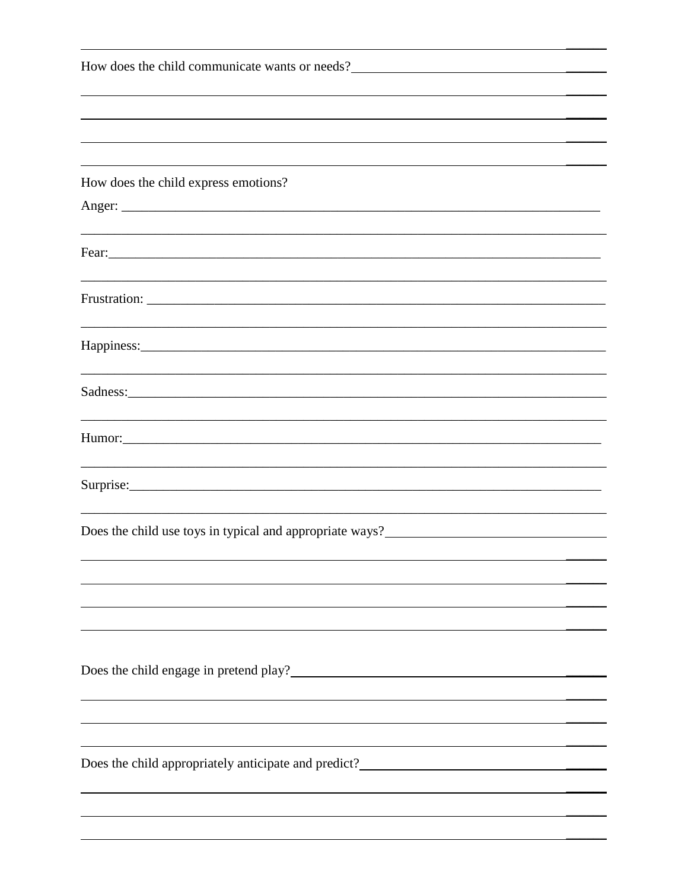How does the child communicate wants or needs?

How does the child express emotions?

Anger:

Fear:

Frustration:

Happiness:

Sadness:

Humor:

Surprise:

Does the child use toys in typical and appropriate ways?

Does the child engage in pretend play?

Does the child appropriately anticipate and predict?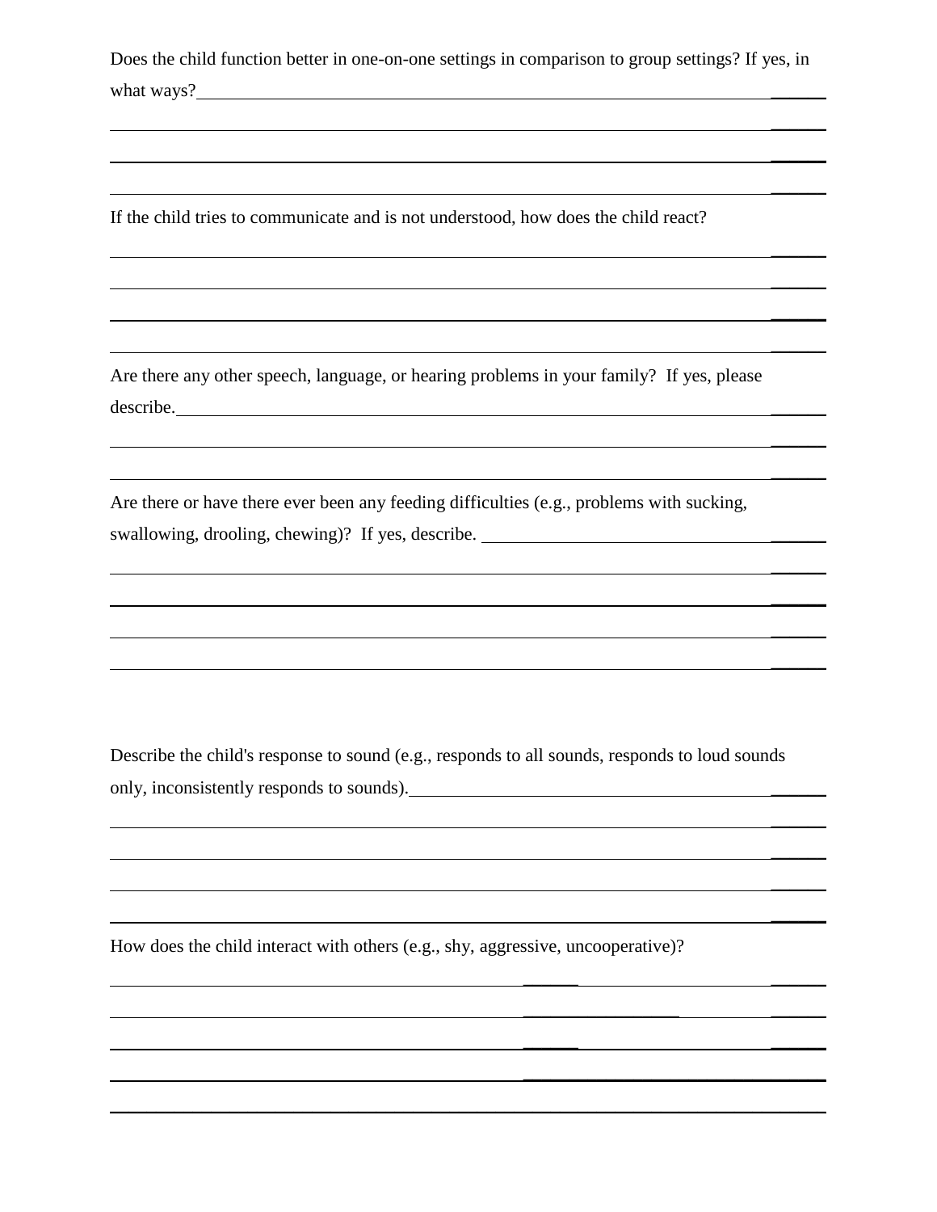Does the child function better in one-on-one settings in comparison to group settings? If yes, in what ways?

If the child tries to communicate and is not understood, how does the child react?

Are there any other speech, language, or hearing problems in your family? If yes, please describe.

Are there or have there ever been any feeding difficulties (e.g., problems with sucking, swallowing, drooling, chewing)? If yes, describe.

Describe the child's response to sound (e.g., responds to all sounds, responds to loud sounds only, inconsistently responds to sounds).

How does the child interact with others (e.g., shy, aggressive, uncooperative)?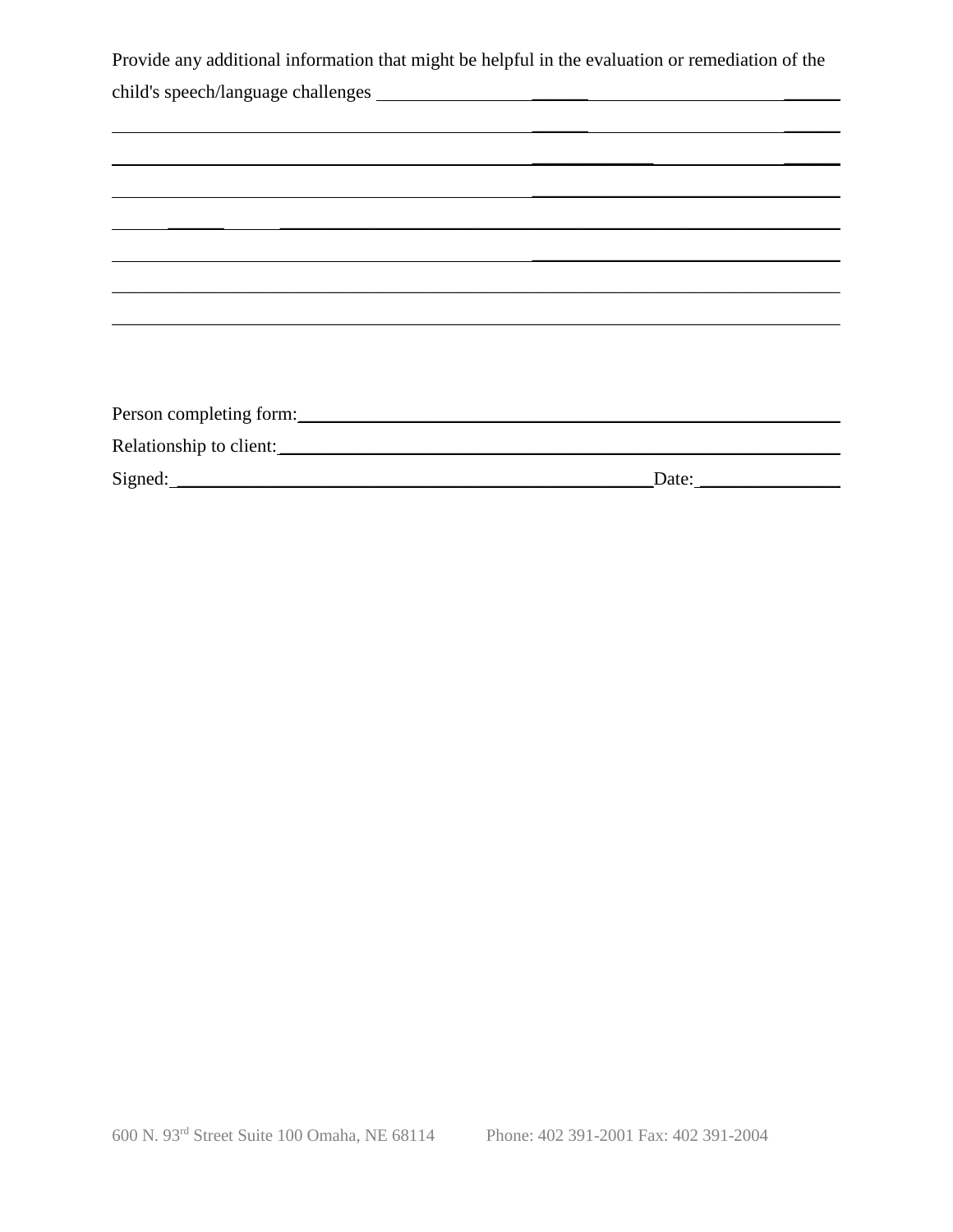Provide any additional information that might be helpful in the evaluation or remediation of the child's speech/language challenges ________________________________________________

______________________________________________________________________________

______________________________________________________________________________

______________________________________________________________________________

______________________________________________________________________________

______________________________________________________________________________

______________________________________________________________________________

______________________________________________________________________________

Person completing form:________________________________________________________

Relationship to client:_________________________________________________________

Signed: _____________________________________________Date:______________

600 N. 93rd Street Suite 100 Omaha, NE 68114 Phone: 402 391-2001 Fax: 402 391-2004